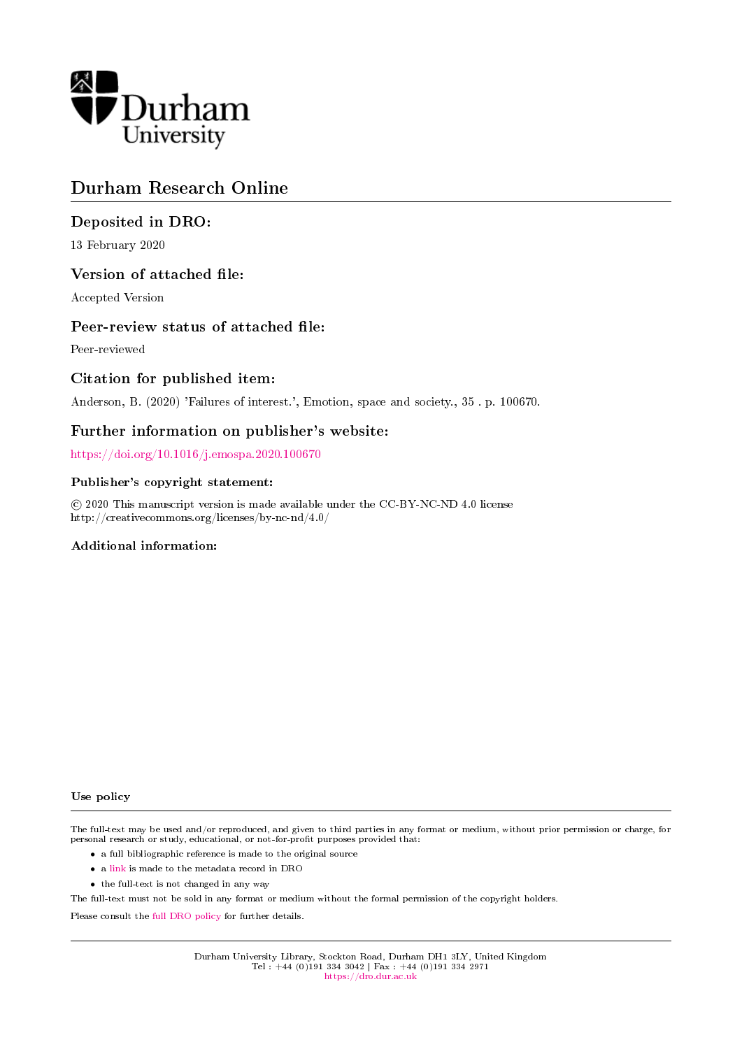# Durham Research Online

## Deposited in DRO:

13 February 2020

## Version of attached file:

Accepted Version

## Peer-review status of attached file:

Peer-reviewed

## Citation for published item:

Anderson, B. (2020) 'Failures of interest.', Emotion, space and society., 35 . p. 100670.

## Further information on publisher's website:

https://doi.org/10.1016/j.emospa.2020.100670

### Publisher's copyright statement:

© 2020 This manuscript version is made available under the CC-BY-NC-ND 4.0 license
http://creativecommons.org/licenses/by-nc-nd/4.0/

### Additional information:

### Use policy

The full-text may be used and/or reproduced, and given to third parties in any format or medium, without prior permission or charge, for personal research or study, educational, or not-for-profit purposes provided that:

- a full bibliographic reference is made to the original source
- a link is made to the metadata record in DRO
- the full-text is not changed in any way

The full-text must not be sold in any format or medium without the formal permission of the copyright holders.

Please consult the full DRO policy for further details.

Durham University Library, Stockton Road, Durham DH1 3LY, United Kingdom
Tel : +44 (0)191 334 3042 | Fax : +44 (0)191 334 2971
https://dro.dur.ac.uk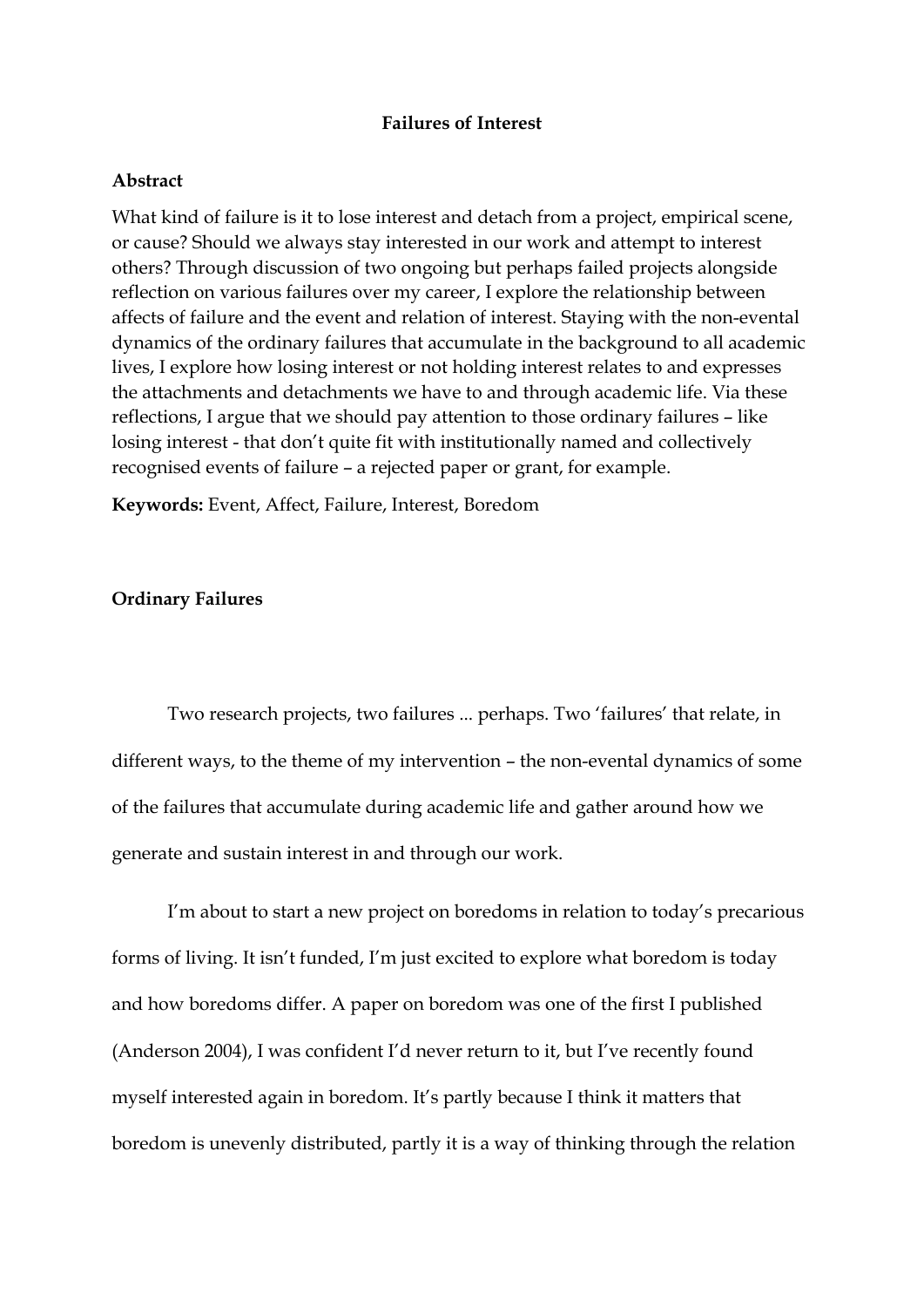**Failures of Interest**

**Abstract**

What kind of failure is it to lose interest and detach from a project, empirical scene, or cause? Should we always stay interested in our work and attempt to interest others? Through discussion of two ongoing but perhaps failed projects alongside reflection on various failures over my career, I explore the relationship between affects of failure and the event and relation of interest. Staying with the non-evental dynamics of the ordinary failures that accumulate in the background to all academic lives, I explore how losing interest or not holding interest relates to and expresses the attachments and detachments we have to and through academic life. Via these reflections, I argue that we should pay attention to those ordinary failures – like losing interest - that don't quite fit with institutionally named and collectively recognised events of failure – a rejected paper or grant, for example.

**Keywords:** Event, Affect, Failure, Interest, Boredom

**Ordinary Failures**

Two research projects, two failures ... perhaps. Two 'failures' that relate, in different ways, to the theme of my intervention – the non-evental dynamics of some of the failures that accumulate during academic life and gather around how we generate and sustain interest in and through our work.

I'm about to start a new project on boredoms in relation to today's precarious forms of living. It isn't funded, I'm just excited to explore what boredom is today and how boredoms differ. A paper on boredom was one of the first I published (Anderson 2004), I was confident I'd never return to it, but I've recently found myself interested again in boredom. It's partly because I think it matters that boredom is unevenly distributed, partly it is a way of thinking through the relation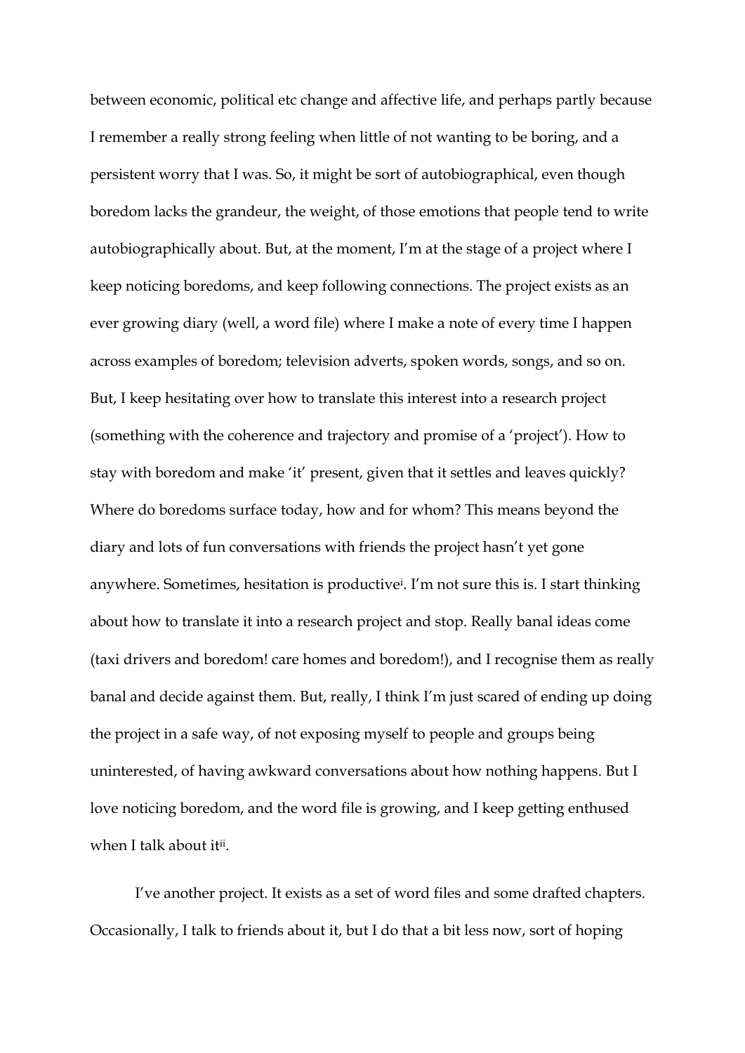between economic, political etc change and affective life, and perhaps partly because I remember a really strong feeling when little of not wanting to be boring, and a persistent worry that I was. So, it might be sort of autobiographical, even though boredom lacks the grandeur, the weight, of those emotions that people tend to write autobiographically about. But, at the moment, I'm at the stage of a project where I keep noticing boredoms, and keep following connections. The project exists as an ever growing diary (well, a word file) where I make a note of every time I happen across examples of boredom; television adverts, spoken words, songs, and so on. But, I keep hesitating over how to translate this interest into a research project (something with the coherence and trajectory and promise of a 'project'). How to stay with boredom and make 'it' present, given that it settles and leaves quickly? Where do boredoms surface today, how and for whom? This means beyond the diary and lots of fun conversations with friends the project hasn't yet gone anywhere. Sometimes, hesitation is productive[i]. I'm not sure this is. I start thinking about how to translate it into a research project and stop. Really banal ideas come (taxi drivers and boredom! care homes and boredom!), and I recognise them as really banal and decide against them. But, really, I think I'm just scared of ending up doing the project in a safe way, of not exposing myself to people and groups being uninterested, of having awkward conversations about how nothing happens. But I love noticing boredom, and the word file is growing, and I keep getting enthused when I talk about it[ii].

I've another project. It exists as a set of word files and some drafted chapters. Occasionally, I talk to friends about it, but I do that a bit less now, sort of hoping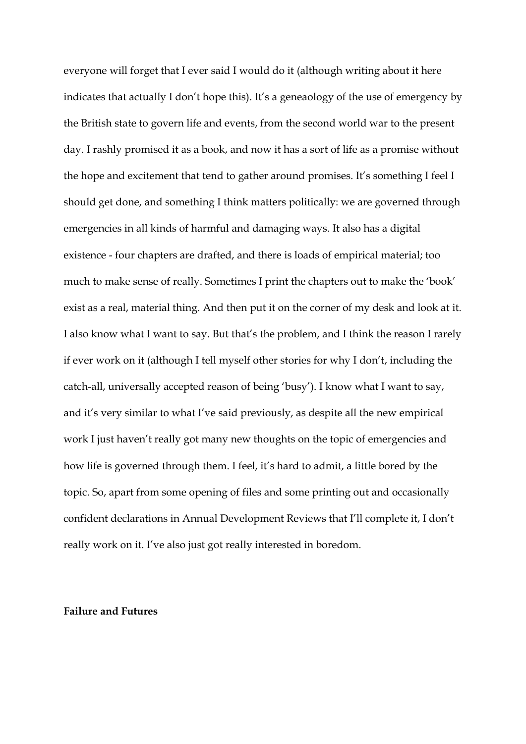everyone will forget that I ever said I would do it (although writing about it here indicates that actually I don't hope this). It's a geneaology of the use of emergency by the British state to govern life and events, from the second world war to the present day. I rashly promised it as a book, and now it has a sort of life as a promise without the hope and excitement that tend to gather around promises. It's something I feel I should get done, and something I think matters politically: we are governed through emergencies in all kinds of harmful and damaging ways. It also has a digital existence - four chapters are drafted, and there is loads of empirical material; too much to make sense of really. Sometimes I print the chapters out to make the 'book' exist as a real, material thing. And then put it on the corner of my desk and look at it. I also know what I want to say. But that's the problem, and I think the reason I rarely if ever work on it (although I tell myself other stories for why I don't, including the catch-all, universally accepted reason of being 'busy'). I know what I want to say, and it's very similar to what I've said previously, as despite all the new empirical work I just haven't really got many new thoughts on the topic of emergencies and how life is governed through them. I feel, it's hard to admit, a little bored by the topic. So, apart from some opening of files and some printing out and occasionally confident declarations in Annual Development Reviews that I'll complete it, I don't really work on it. I've also just got really interested in boredom.

**Failure and Futures**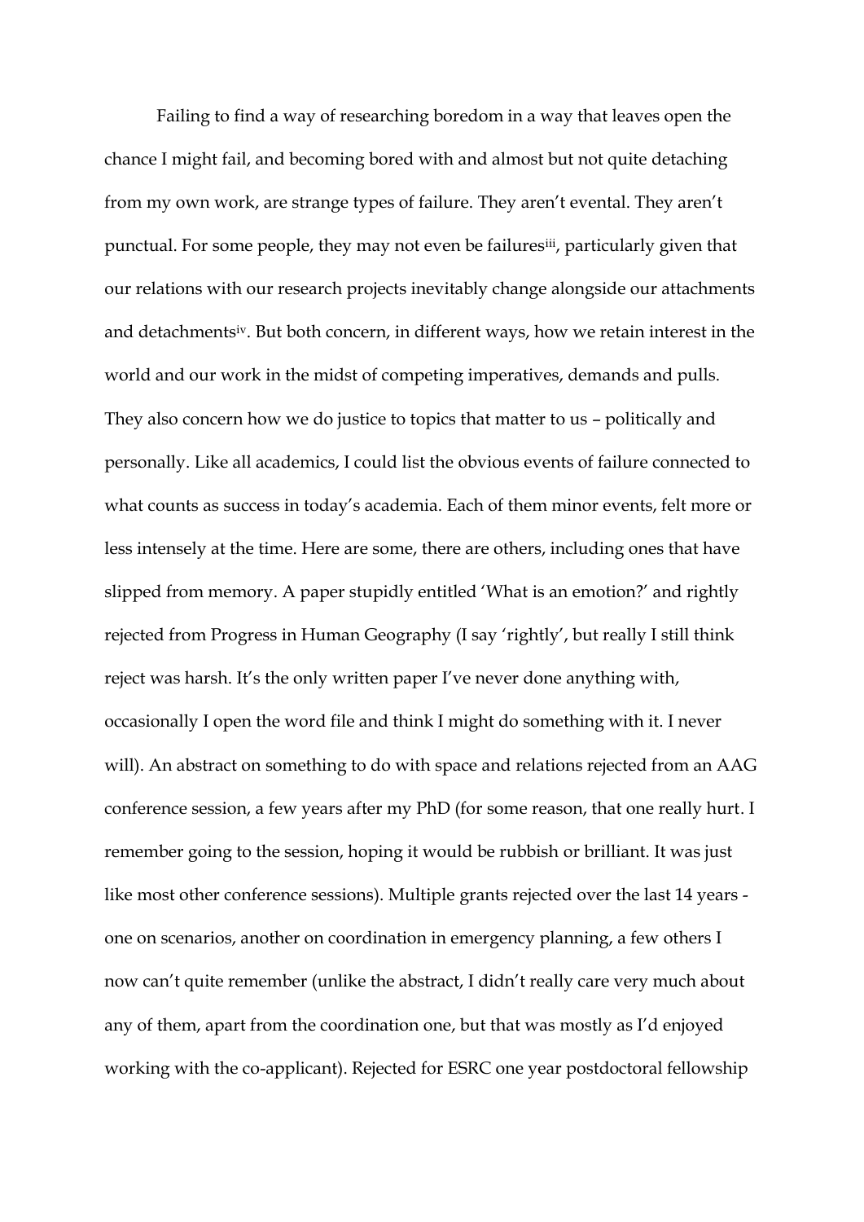Failing to find a way of researching boredom in a way that leaves open the chance I might fail, and becoming bored with and almost but not quite detaching from my own work, are strange types of failure. They aren't evental. They aren't punctual. For some people, they may not even be failures[iii], particularly given that our relations with our research projects inevitably change alongside our attachments and detachments[iv]. But both concern, in different ways, how we retain interest in the world and our work in the midst of competing imperatives, demands and pulls. They also concern how we do justice to topics that matter to us – politically and personally. Like all academics, I could list the obvious events of failure connected to what counts as success in today's academia. Each of them minor events, felt more or less intensely at the time. Here are some, there are others, including ones that have slipped from memory. A paper stupidly entitled 'What is an emotion?' and rightly rejected from Progress in Human Geography (I say 'rightly', but really I still think reject was harsh. It's the only written paper I've never done anything with, occasionally I open the word file and think I might do something with it. I never will). An abstract on something to do with space and relations rejected from an AAG conference session, a few years after my PhD (for some reason, that one really hurt. I remember going to the session, hoping it would be rubbish or brilliant. It was just like most other conference sessions). Multiple grants rejected over the last 14 years - one on scenarios, another on coordination in emergency planning, a few others I now can't quite remember (unlike the abstract, I didn't really care very much about any of them, apart from the coordination one, but that was mostly as I'd enjoyed working with the co-applicant). Rejected for ESRC one year postdoctoral fellowship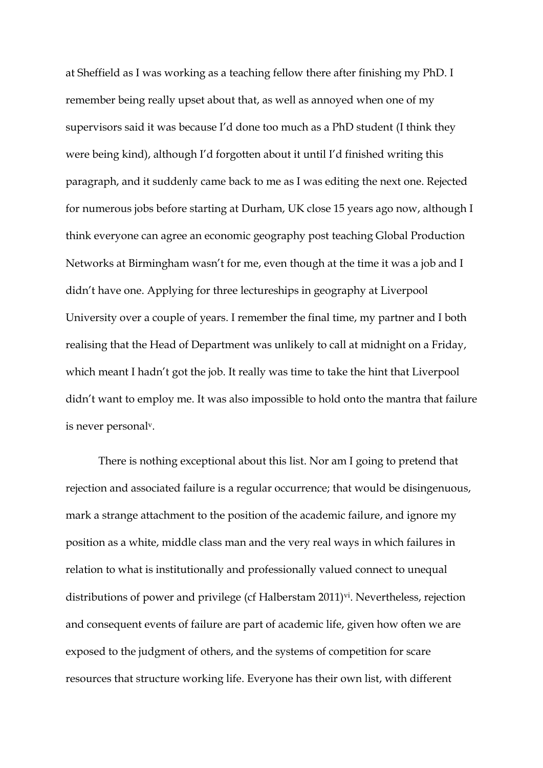at Sheffield as I was working as a teaching fellow there after finishing my PhD. I remember being really upset about that, as well as annoyed when one of my supervisors said it was because I'd done too much as a PhD student (I think they were being kind), although I'd forgotten about it until I'd finished writing this paragraph, and it suddenly came back to me as I was editing the next one. Rejected for numerous jobs before starting at Durham, UK close 15 years ago now, although I think everyone can agree an economic geography post teaching Global Production Networks at Birmingham wasn't for me, even though at the time it was a job and I didn't have one. Applying for three lectureships in geography at Liverpool University over a couple of years. I remember the final time, my partner and I both realising that the Head of Department was unlikely to call at midnight on a Friday, which meant I hadn't got the job. It really was time to take the hint that Liverpool didn't want to employ me. It was also impossible to hold onto the mantra that failure is never personal[v].

There is nothing exceptional about this list. Nor am I going to pretend that rejection and associated failure is a regular occurrence; that would be disingenuous, mark a strange attachment to the position of the academic failure, and ignore my position as a white, middle class man and the very real ways in which failures in relation to what is institutionally and professionally valued connect to unequal distributions of power and privilege (cf Halberstam 2011)[vi]. Nevertheless, rejection and consequent events of failure are part of academic life, given how often we are exposed to the judgment of others, and the systems of competition for scare resources that structure working life. Everyone has their own list, with different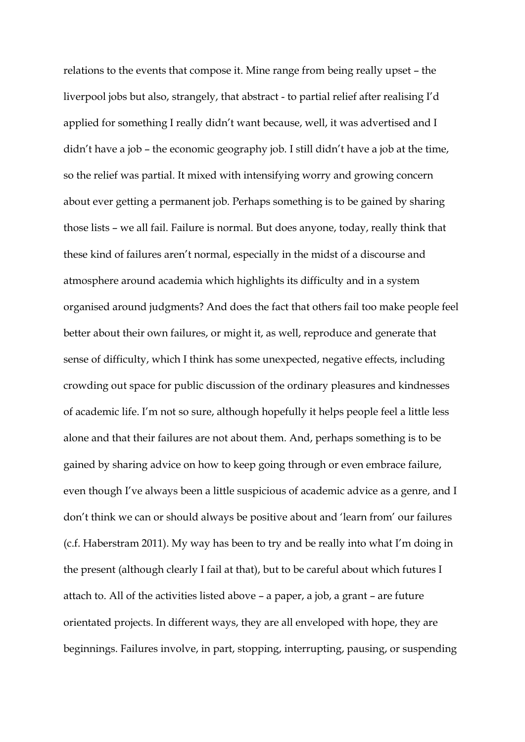relations to the events that compose it. Mine range from being really upset – the liverpool jobs but also, strangely, that abstract - to partial relief after realising I'd applied for something I really didn't want because, well, it was advertised and I didn't have a job – the economic geography job. I still didn't have a job at the time, so the relief was partial. It mixed with intensifying worry and growing concern about ever getting a permanent job. Perhaps something is to be gained by sharing those lists – we all fail. Failure is normal. But does anyone, today, really think that these kind of failures aren't normal, especially in the midst of a discourse and atmosphere around academia which highlights its difficulty and in a system organised around judgments? And does the fact that others fail too make people feel better about their own failures, or might it, as well, reproduce and generate that sense of difficulty, which I think has some unexpected, negative effects, including crowding out space for public discussion of the ordinary pleasures and kindnesses of academic life. I'm not so sure, although hopefully it helps people feel a little less alone and that their failures are not about them. And, perhaps something is to be gained by sharing advice on how to keep going through or even embrace failure, even though I've always been a little suspicious of academic advice as a genre, and I don't think we can or should always be positive about and 'learn from' our failures (c.f. Haberstram 2011). My way has been to try and be really into what I'm doing in the present (although clearly I fail at that), but to be careful about which futures I attach to. All of the activities listed above – a paper, a job, a grant – are future orientated projects. In different ways, they are all enveloped with hope, they are beginnings. Failures involve, in part, stopping, interrupting, pausing, or suspending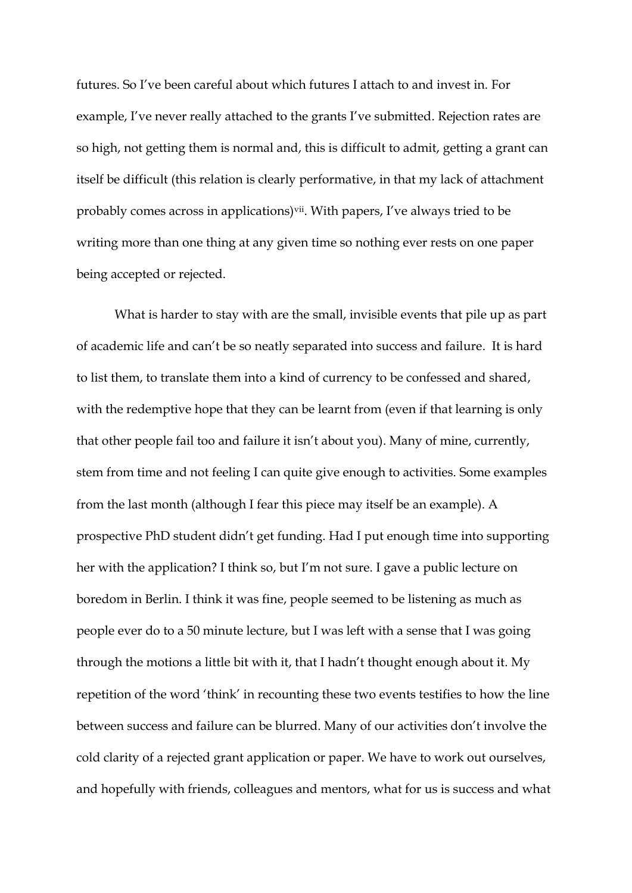futures. So I've been careful about which futures I attach to and invest in. For example, I've never really attached to the grants I've submitted. Rejection rates are so high, not getting them is normal and, this is difficult to admit, getting a grant can itself be difficult (this relation is clearly performative, in that my lack of attachment probably comes across in applications)[vii]. With papers, I've always tried to be writing more than one thing at any given time so nothing ever rests on one paper being accepted or rejected.

What is harder to stay with are the small, invisible events that pile up as part of academic life and can't be so neatly separated into success and failure. It is hard to list them, to translate them into a kind of currency to be confessed and shared, with the redemptive hope that they can be learnt from (even if that learning is only that other people fail too and failure it isn't about you). Many of mine, currently, stem from time and not feeling I can quite give enough to activities. Some examples from the last month (although I fear this piece may itself be an example). A prospective PhD student didn't get funding. Had I put enough time into supporting her with the application? I think so, but I'm not sure. I gave a public lecture on boredom in Berlin. I think it was fine, people seemed to be listening as much as people ever do to a 50 minute lecture, but I was left with a sense that I was going through the motions a little bit with it, that I hadn't thought enough about it. My repetition of the word 'think' in recounting these two events testifies to how the line between success and failure can be blurred. Many of our activities don't involve the cold clarity of a rejected grant application or paper. We have to work out ourselves, and hopefully with friends, colleagues and mentors, what for us is success and what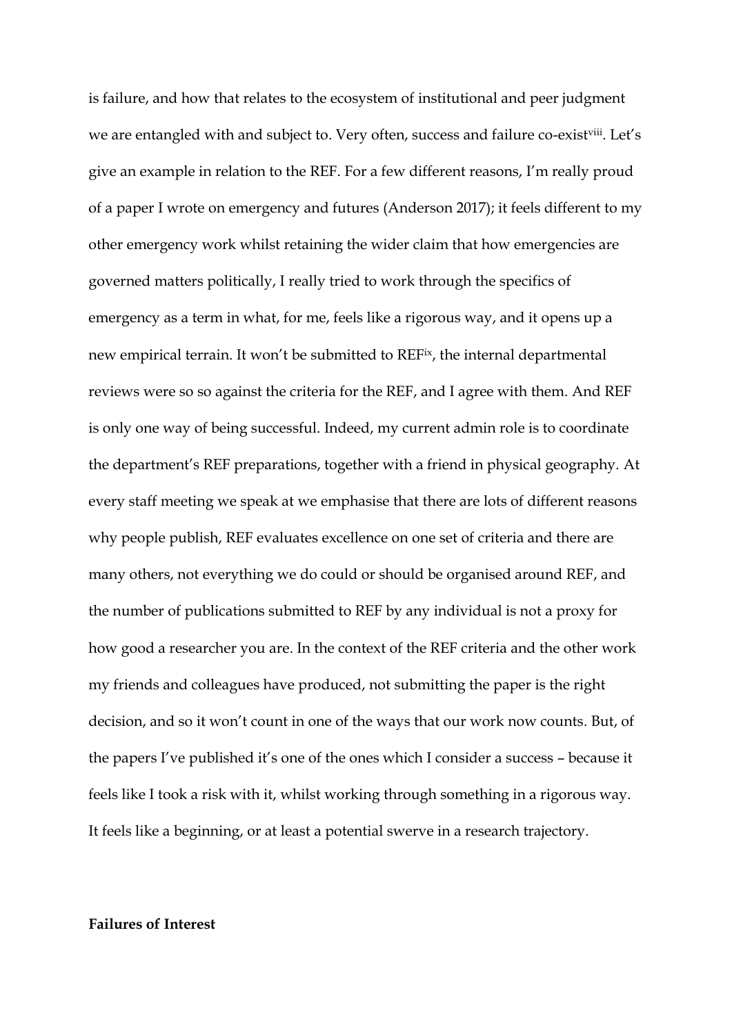is failure, and how that relates to the ecosystem of institutional and peer judgment we are entangled with and subject to. Very often, success and failure co-exist[viii]. Let's give an example in relation to the REF. For a few different reasons, I'm really proud of a paper I wrote on emergency and futures (Anderson 2017); it feels different to my other emergency work whilst retaining the wider claim that how emergencies are governed matters politically, I really tried to work through the specifics of emergency as a term in what, for me, feels like a rigorous way, and it opens up a new empirical terrain. It won't be submitted to REF[ix], the internal departmental reviews were so so against the criteria for the REF, and I agree with them. And REF is only one way of being successful. Indeed, my current admin role is to coordinate the department's REF preparations, together with a friend in physical geography. At every staff meeting we speak at we emphasise that there are lots of different reasons why people publish, REF evaluates excellence on one set of criteria and there are many others, not everything we do could or should be organised around REF, and the number of publications submitted to REF by any individual is not a proxy for how good a researcher you are. In the context of the REF criteria and the other work my friends and colleagues have produced, not submitting the paper is the right decision, and so it won't count in one of the ways that our work now counts. But, of the papers I've published it's one of the ones which I consider a success – because it feels like I took a risk with it, whilst working through something in a rigorous way. It feels like a beginning, or at least a potential swerve in a research trajectory.

**Failures of Interest**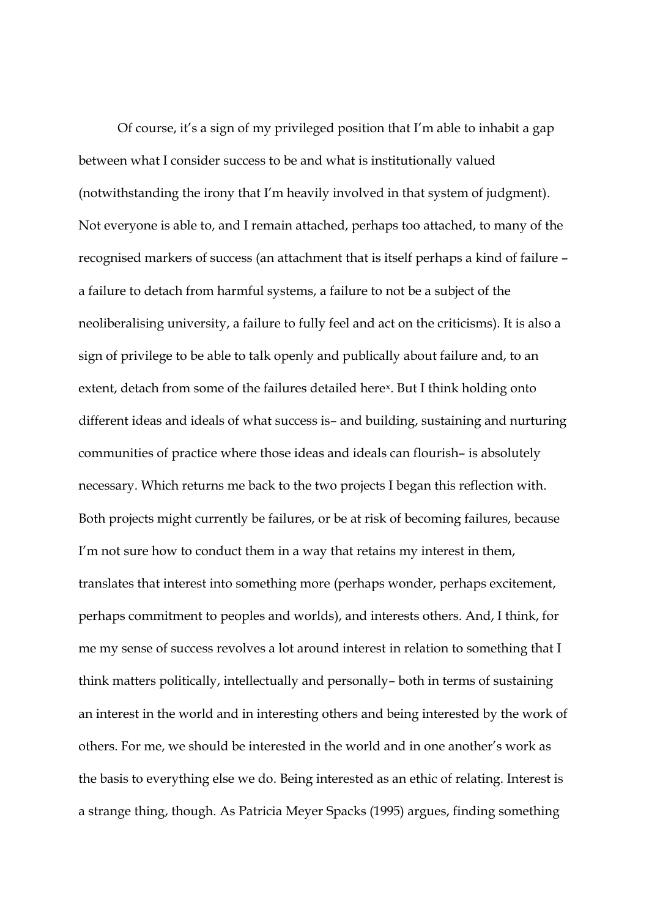Of course, it's a sign of my privileged position that I'm able to inhabit a gap between what I consider success to be and what is institutionally valued (notwithstanding the irony that I'm heavily involved in that system of judgment). Not everyone is able to, and I remain attached, perhaps too attached, to many of the recognised markers of success (an attachment that is itself perhaps a kind of failure – a failure to detach from harmful systems, a failure to not be a subject of the neoliberalising university, a failure to fully feel and act on the criticisms). It is also a sign of privilege to be able to talk openly and publically about failure and, to an extent, detach from some of the failures detailed here[x]. But I think holding onto different ideas and ideals of what success is– and building, sustaining and nurturing communities of practice where those ideas and ideals can flourish– is absolutely necessary. Which returns me back to the two projects I began this reflection with. Both projects might currently be failures, or be at risk of becoming failures, because I'm not sure how to conduct them in a way that retains my interest in them, translates that interest into something more (perhaps wonder, perhaps excitement, perhaps commitment to peoples and worlds), and interests others. And, I think, for me my sense of success revolves a lot around interest in relation to something that I think matters politically, intellectually and personally– both in terms of sustaining an interest in the world and in interesting others and being interested by the work of others. For me, we should be interested in the world and in one another's work as the basis to everything else we do. Being interested as an ethic of relating. Interest is a strange thing, though. As Patricia Meyer Spacks (1995) argues, finding something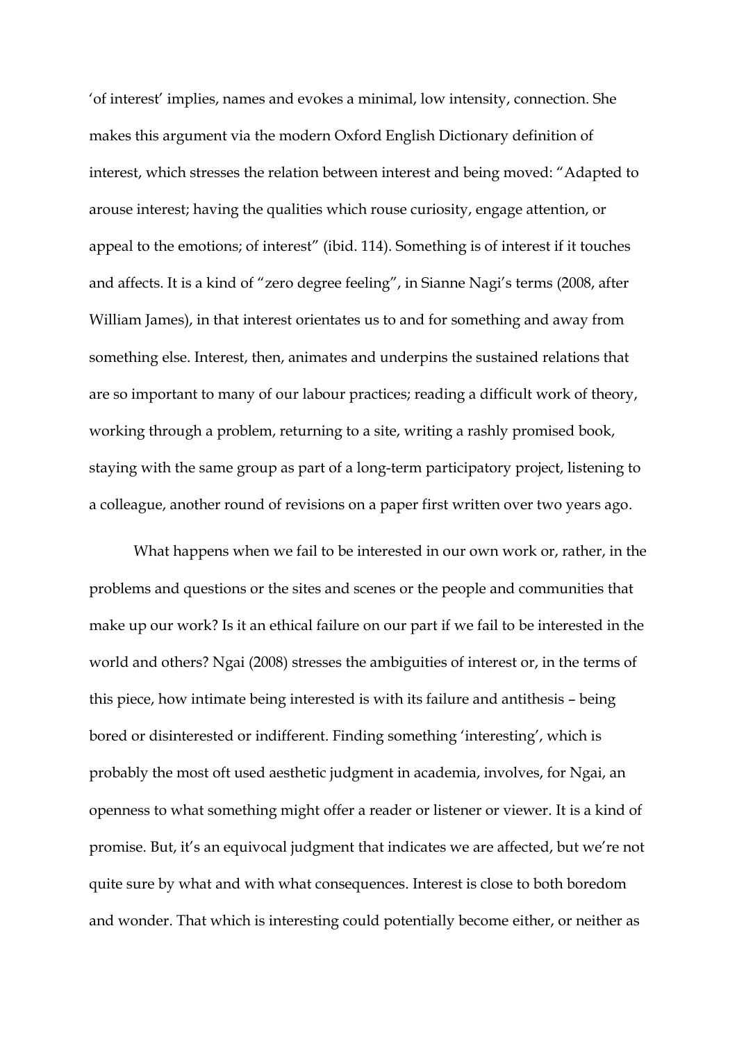'of interest' implies, names and evokes a minimal, low intensity, connection. She makes this argument via the modern Oxford English Dictionary definition of interest, which stresses the relation between interest and being moved: "Adapted to arouse interest; having the qualities which rouse curiosity, engage attention, or appeal to the emotions; of interest" (ibid. 114). Something is of interest if it touches and affects. It is a kind of "zero degree feeling", in Sianne Nagi's terms (2008, after William James), in that interest orientates us to and for something and away from something else. Interest, then, animates and underpins the sustained relations that are so important to many of our labour practices; reading a difficult work of theory, working through a problem, returning to a site, writing a rashly promised book, staying with the same group as part of a long-term participatory project, listening to a colleague, another round of revisions on a paper first written over two years ago.

What happens when we fail to be interested in our own work or, rather, in the problems and questions or the sites and scenes or the people and communities that make up our work? Is it an ethical failure on our part if we fail to be interested in the world and others? Ngai (2008) stresses the ambiguities of interest or, in the terms of this piece, how intimate being interested is with its failure and antithesis – being bored or disinterested or indifferent. Finding something 'interesting', which is probably the most oft used aesthetic judgment in academia, involves, for Ngai, an openness to what something might offer a reader or listener or viewer. It is a kind of promise. But, it's an equivocal judgment that indicates we are affected, but we're not quite sure by what and with what consequences. Interest is close to both boredom and wonder. That which is interesting could potentially become either, or neither as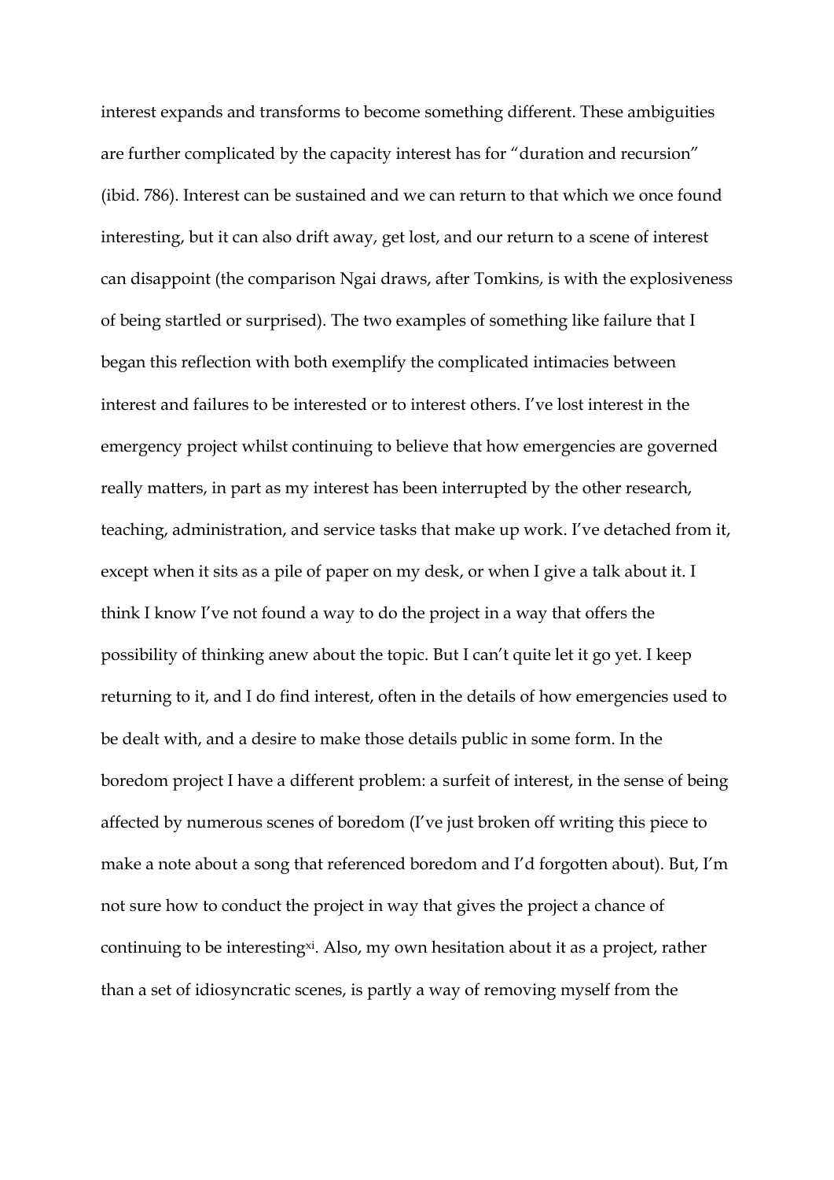interest expands and transforms to become something different. These ambiguities are further complicated by the capacity interest has for "duration and recursion" (ibid. 786). Interest can be sustained and we can return to that which we once found interesting, but it can also drift away, get lost, and our return to a scene of interest can disappoint (the comparison Ngai draws, after Tomkins, is with the explosiveness of being startled or surprised). The two examples of something like failure that I began this reflection with both exemplify the complicated intimacies between interest and failures to be interested or to interest others. I've lost interest in the emergency project whilst continuing to believe that how emergencies are governed really matters, in part as my interest has been interrupted by the other research, teaching, administration, and service tasks that make up work. I've detached from it, except when it sits as a pile of paper on my desk, or when I give a talk about it. I think I know I've not found a way to do the project in a way that offers the possibility of thinking anew about the topic. But I can't quite let it go yet. I keep returning to it, and I do find interest, often in the details of how emergencies used to be dealt with, and a desire to make those details public in some form. In the boredom project I have a different problem: a surfeit of interest, in the sense of being affected by numerous scenes of boredom (I've just broken off writing this piece to make a note about a song that referenced boredom and I'd forgotten about). But, I'm not sure how to conduct the project in way that gives the project a chance of continuing to be interesting[xi]. Also, my own hesitation about it as a project, rather than a set of idiosyncratic scenes, is partly a way of removing myself from the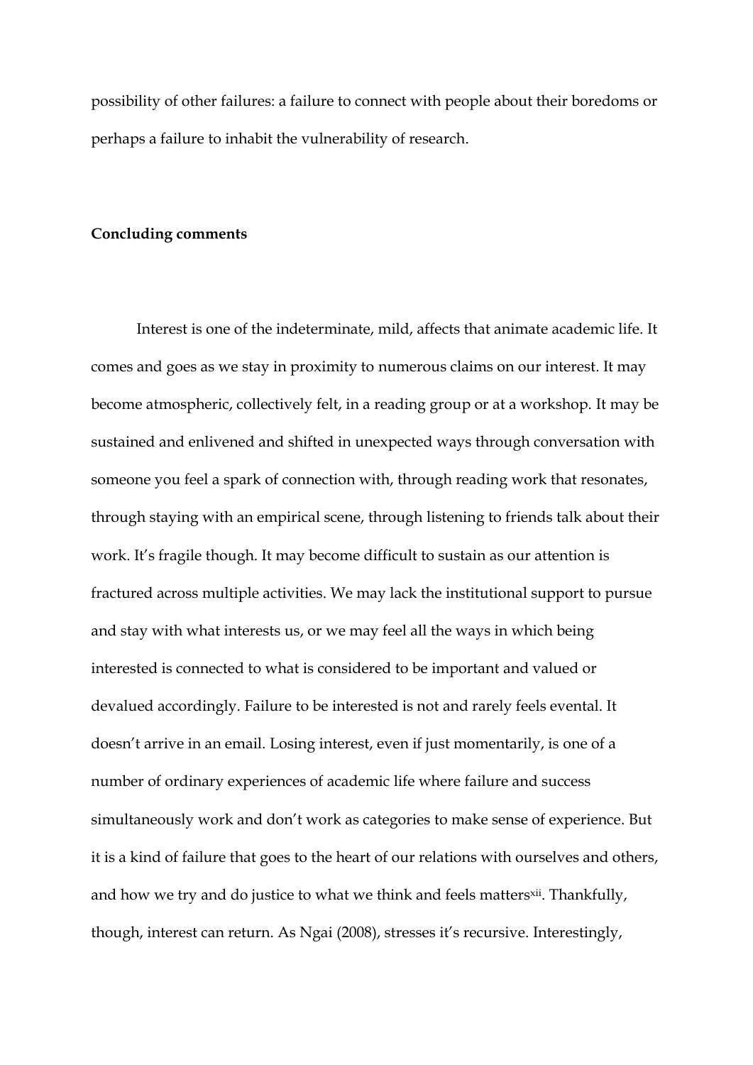possibility of other failures: a failure to connect with people about their boredoms or perhaps a failure to inhabit the vulnerability of research.

**Concluding comments**

Interest is one of the indeterminate, mild, affects that animate academic life. It comes and goes as we stay in proximity to numerous claims on our interest. It may become atmospheric, collectively felt, in a reading group or at a workshop. It may be sustained and enlivened and shifted in unexpected ways through conversation with someone you feel a spark of connection with, through reading work that resonates, through staying with an empirical scene, through listening to friends talk about their work. It's fragile though. It may become difficult to sustain as our attention is fractured across multiple activities. We may lack the institutional support to pursue and stay with what interests us, or we may feel all the ways in which being interested is connected to what is considered to be important and valued or devalued accordingly. Failure to be interested is not and rarely feels evental. It doesn't arrive in an email. Losing interest, even if just momentarily, is one of a number of ordinary experiences of academic life where failure and success simultaneously work and don't work as categories to make sense of experience. But it is a kind of failure that goes to the heart of our relations with ourselves and others, and how we try and do justice to what we think and feels matters[xii]. Thankfully, though, interest can return. As Ngai (2008), stresses it's recursive. Interestingly,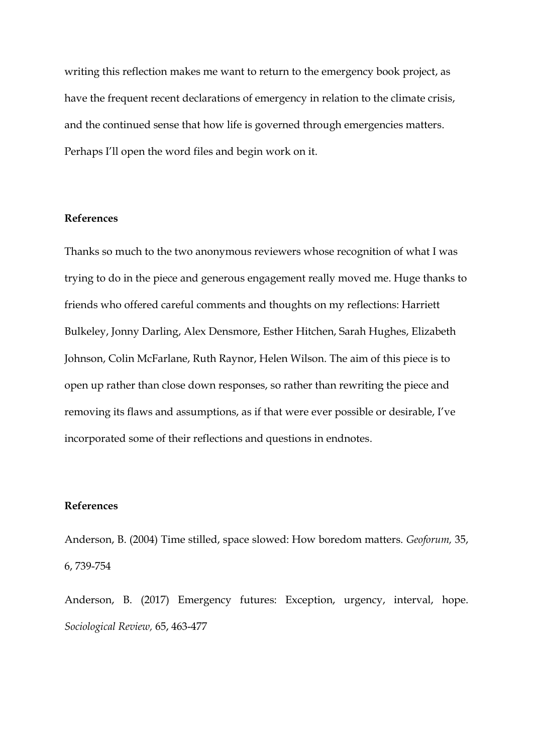writing this reflection makes me want to return to the emergency book project, as have the frequent recent declarations of emergency in relation to the climate crisis, and the continued sense that how life is governed through emergencies matters. Perhaps I'll open the word files and begin work on it.

**References**

Thanks so much to the two anonymous reviewers whose recognition of what I was trying to do in the piece and generous engagement really moved me. Huge thanks to friends who offered careful comments and thoughts on my reflections: Harriett Bulkeley, Jonny Darling, Alex Densmore, Esther Hitchen, Sarah Hughes, Elizabeth Johnson, Colin McFarlane, Ruth Raynor, Helen Wilson. The aim of this piece is to open up rather than close down responses, so rather than rewriting the piece and removing its flaws and assumptions, as if that were ever possible or desirable, I've incorporated some of their reflections and questions in endnotes.

**References**

Anderson, B. (2004) Time stilled, space slowed: How boredom matters. *Geoforum,* 35, 6, 739-754

Anderson, B. (2017) Emergency futures: Exception, urgency, interval, hope. *Sociological Review,* 65, 463-477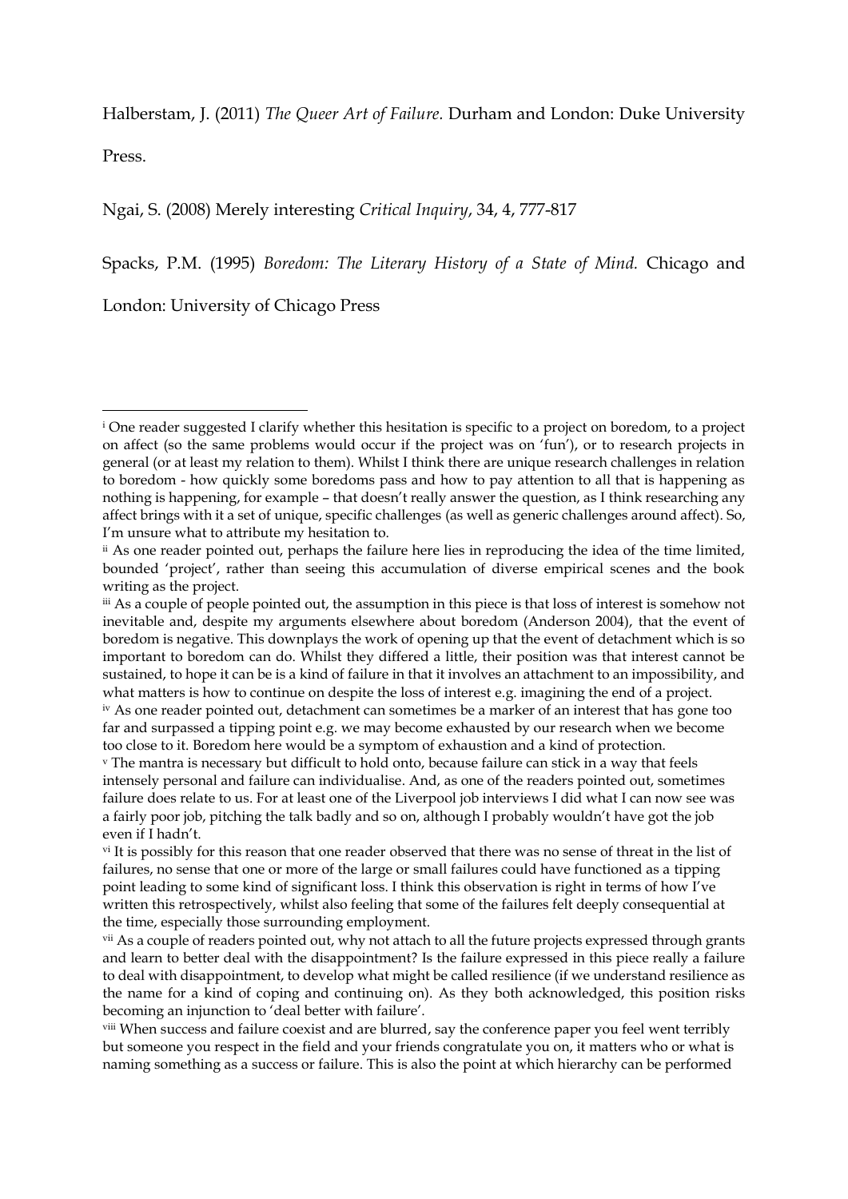Halberstam, J. (2011) *The Queer Art of Failure.* Durham and London: Duke University Press.

Ngai, S. (2008) Merely interesting *Critical Inquiry*, 34, 4, 777-817

Spacks, P.M. (1995) *Boredom: The Literary History of a State of Mind.* Chicago and London: University of Chicago Press

---

[i] One reader suggested I clarify whether this hesitation is specific to a project on boredom, to a project on affect (so the same problems would occur if the project was on 'fun'), or to research projects in general (or at least my relation to them). Whilst I think there are unique research challenges in relation to boredom - how quickly some boredoms pass and how to pay attention to all that is happening as nothing is happening, for example – that doesn't really answer the question, as I think researching any affect brings with it a set of unique, specific challenges (as well as generic challenges around affect). So, I'm unsure what to attribute my hesitation to.

[ii] As one reader pointed out, perhaps the failure here lies in reproducing the idea of the time limited, bounded 'project', rather than seeing this accumulation of diverse empirical scenes and the book writing as the project.

[iii] As a couple of people pointed out, the assumption in this piece is that loss of interest is somehow not inevitable and, despite my arguments elsewhere about boredom (Anderson 2004), that the event of boredom is negative. This downplays the work of opening up that the event of detachment which is so important to boredom can do. Whilst they differed a little, their position was that interest cannot be sustained, to hope it can be is a kind of failure in that it involves an attachment to an impossibility, and what matters is how to continue on despite the loss of interest e.g. imagining the end of a project.

[iv] As one reader pointed out, detachment can sometimes be a marker of an interest that has gone too far and surpassed a tipping point e.g. we may become exhausted by our research when we become too close to it. Boredom here would be a symptom of exhaustion and a kind of protection.

[v] The mantra is necessary but difficult to hold onto, because failure can stick in a way that feels intensely personal and failure can individualise. And, as one of the readers pointed out, sometimes failure does relate to us. For at least one of the Liverpool job interviews I did what I can now see was a fairly poor job, pitching the talk badly and so on, although I probably wouldn't have got the job even if I hadn't.

[vi] It is possibly for this reason that one reader observed that there was no sense of threat in the list of failures, no sense that one or more of the large or small failures could have functioned as a tipping point leading to some kind of significant loss. I think this observation is right in terms of how I've written this retrospectively, whilst also feeling that some of the failures felt deeply consequential at the time, especially those surrounding employment.

[vii] As a couple of readers pointed out, why not attach to all the future projects expressed through grants and learn to better deal with the disappointment? Is the failure expressed in this piece really a failure to deal with disappointment, to develop what might be called resilience (if we understand resilience as the name for a kind of coping and continuing on). As they both acknowledged, this position risks becoming an injunction to 'deal better with failure'.

[viii] When success and failure coexist and are blurred, say the conference paper you feel went terribly but someone you respect in the field and your friends congratulate you on, it matters who or what is naming something as a success or failure. This is also the point at which hierarchy can be performed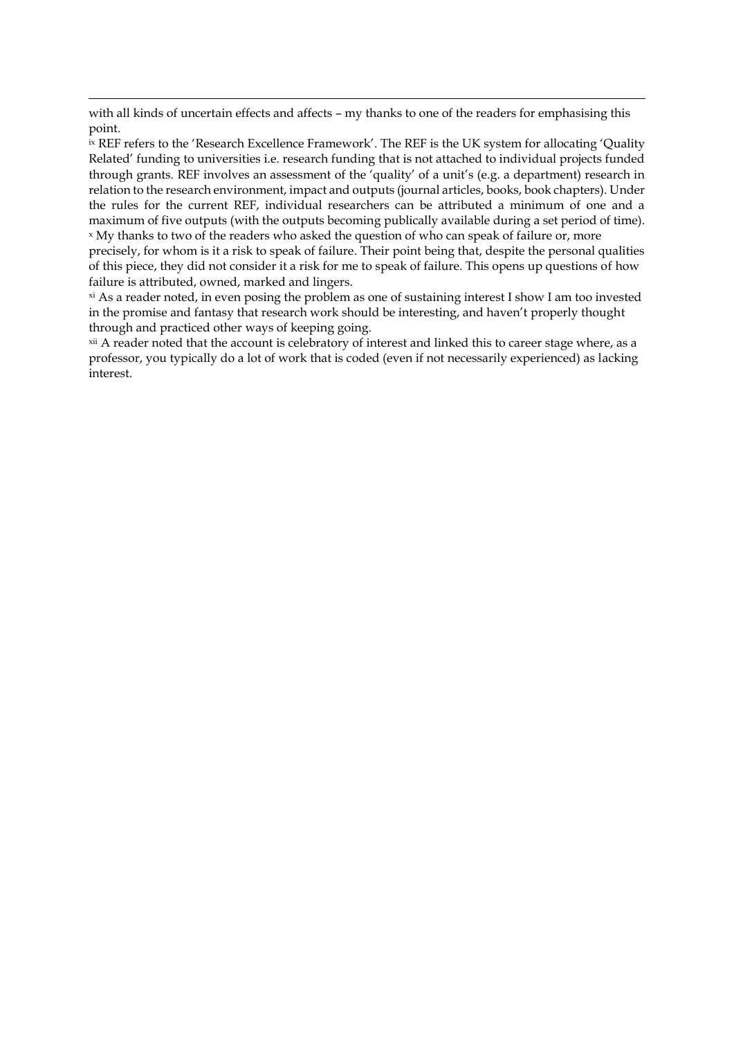with all kinds of uncertain effects and affects – my thanks to one of the readers for emphasising this point.

[ix] REF refers to the 'Research Excellence Framework'. The REF is the UK system for allocating 'Quality Related' funding to universities i.e. research funding that is not attached to individual projects funded through grants. REF involves an assessment of the 'quality' of a unit's (e.g. a department) research in relation to the research environment, impact and outputs (journal articles, books, book chapters). Under the rules for the current REF, individual researchers can be attributed a minimum of one and a maximum of five outputs (with the outputs becoming publically available during a set period of time).

[x] My thanks to two of the readers who asked the question of who can speak of failure or, more precisely, for whom is it a risk to speak of failure. Their point being that, despite the personal qualities of this piece, they did not consider it a risk for me to speak of failure. This opens up questions of how failure is attributed, owned, marked and lingers.

[xi] As a reader noted, in even posing the problem as one of sustaining interest I show I am too invested in the promise and fantasy that research work should be interesting, and haven't properly thought through and practiced other ways of keeping going.

[xii] A reader noted that the account is celebratory of interest and linked this to career stage where, as a professor, you typically do a lot of work that is coded (even if not necessarily experienced) as lacking interest.